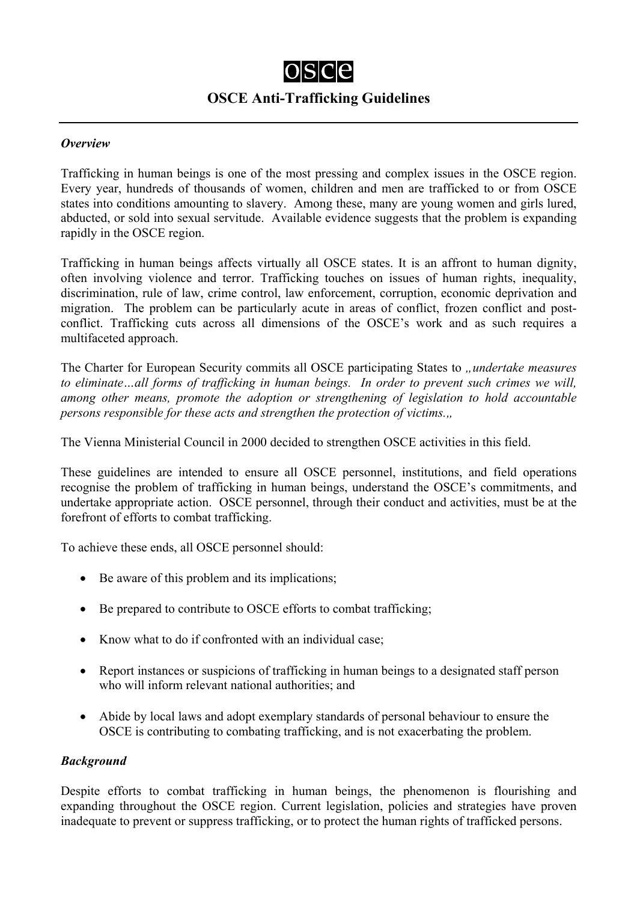# OSCE

## OSCE Anti-Trafficking Guidelines

---

***Overview***

Trafficking in human beings is one of the most pressing and complex issues in the OSCE region. Every year, hundreds of thousands of women, children and men are trafficked to or from OSCE states into conditions amounting to slavery. Among these, many are young women and girls lured, abducted, or sold into sexual servitude. Available evidence suggests that the problem is expanding rapidly in the OSCE region.

Trafficking in human beings affects virtually all OSCE states. It is an affront to human dignity, often involving violence and terror. Trafficking touches on issues of human rights, inequality, discrimination, rule of law, crime control, law enforcement, corruption, economic deprivation and migration. The problem can be particularly acute in areas of conflict, frozen conflict and post-conflict. Trafficking cuts across all dimensions of the OSCE's work and as such requires a multifaceted approach.

The Charter for European Security commits all OSCE participating States to *„undertake measures to eliminate…all forms of trafficking in human beings. In order to prevent such crimes we will, among other means, promote the adoption or strengthening of legislation to hold accountable persons responsible for these acts and strengthen the protection of victims.„*

The Vienna Ministerial Council in 2000 decided to strengthen OSCE activities in this field.

These guidelines are intended to ensure all OSCE personnel, institutions, and field operations recognise the problem of trafficking in human beings, understand the OSCE's commitments, and undertake appropriate action. OSCE personnel, through their conduct and activities, must be at the forefront of efforts to combat trafficking.

To achieve these ends, all OSCE personnel should:

- Be aware of this problem and its implications;
- Be prepared to contribute to OSCE efforts to combat trafficking;
- Know what to do if confronted with an individual case;
- Report instances or suspicions of trafficking in human beings to a designated staff person who will inform relevant national authorities; and
- Abide by local laws and adopt exemplary standards of personal behaviour to ensure the OSCE is contributing to combating trafficking, and is not exacerbating the problem.

***Background***

Despite efforts to combat trafficking in human beings, the phenomenon is flourishing and expanding throughout the OSCE region. Current legislation, policies and strategies have proven inadequate to prevent or suppress trafficking, or to protect the human rights of trafficked persons.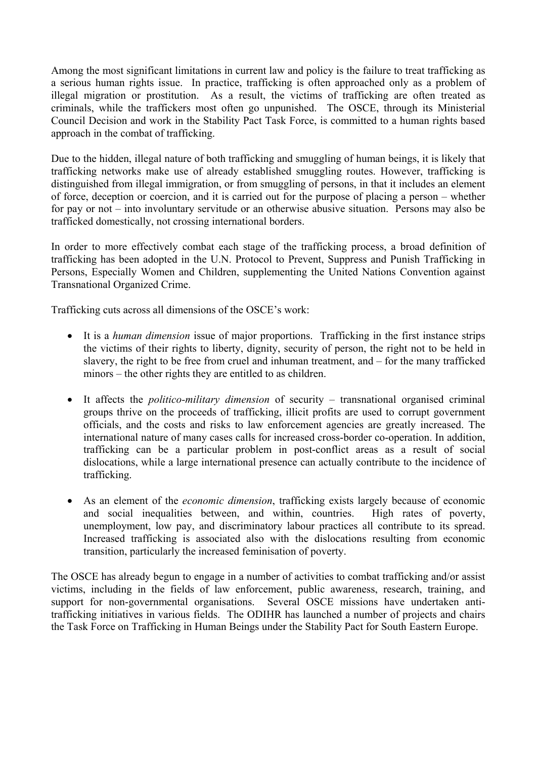Among the most significant limitations in current law and policy is the failure to treat trafficking as a serious human rights issue. In practice, trafficking is often approached only as a problem of illegal migration or prostitution. As a result, the victims of trafficking are often treated as criminals, while the traffickers most often go unpunished. The OSCE, through its Ministerial Council Decision and work in the Stability Pact Task Force, is committed to a human rights based approach in the combat of trafficking.

Due to the hidden, illegal nature of both trafficking and smuggling of human beings, it is likely that trafficking networks make use of already established smuggling routes. However, trafficking is distinguished from illegal immigration, or from smuggling of persons, in that it includes an element of force, deception or coercion, and it is carried out for the purpose of placing a person – whether for pay or not – into involuntary servitude or an otherwise abusive situation. Persons may also be trafficked domestically, not crossing international borders.

In order to more effectively combat each stage of the trafficking process, a broad definition of trafficking has been adopted in the U.N. Protocol to Prevent, Suppress and Punish Trafficking in Persons, Especially Women and Children, supplementing the United Nations Convention against Transnational Organized Crime.

Trafficking cuts across all dimensions of the OSCE's work:

- It is a *human dimension* issue of major proportions. Trafficking in the first instance strips the victims of their rights to liberty, dignity, security of person, the right not to be held in slavery, the right to be free from cruel and inhuman treatment, and – for the many trafficked minors – the other rights they are entitled to as children.

- It affects the *politico-military dimension* of security – transnational organised criminal groups thrive on the proceeds of trafficking, illicit profits are used to corrupt government officials, and the costs and risks to law enforcement agencies are greatly increased. The international nature of many cases calls for increased cross-border co-operation. In addition, trafficking can be a particular problem in post-conflict areas as a result of social dislocations, while a large international presence can actually contribute to the incidence of trafficking.

- As an element of the *economic dimension*, trafficking exists largely because of economic and social inequalities between, and within, countries. High rates of poverty, unemployment, low pay, and discriminatory labour practices all contribute to its spread. Increased trafficking is associated also with the dislocations resulting from economic transition, particularly the increased feminisation of poverty.

The OSCE has already begun to engage in a number of activities to combat trafficking and/or assist victims, including in the fields of law enforcement, public awareness, research, training, and support for non-governmental organisations. Several OSCE missions have undertaken anti-trafficking initiatives in various fields. The ODIHR has launched a number of projects and chairs the Task Force on Trafficking in Human Beings under the Stability Pact for South Eastern Europe.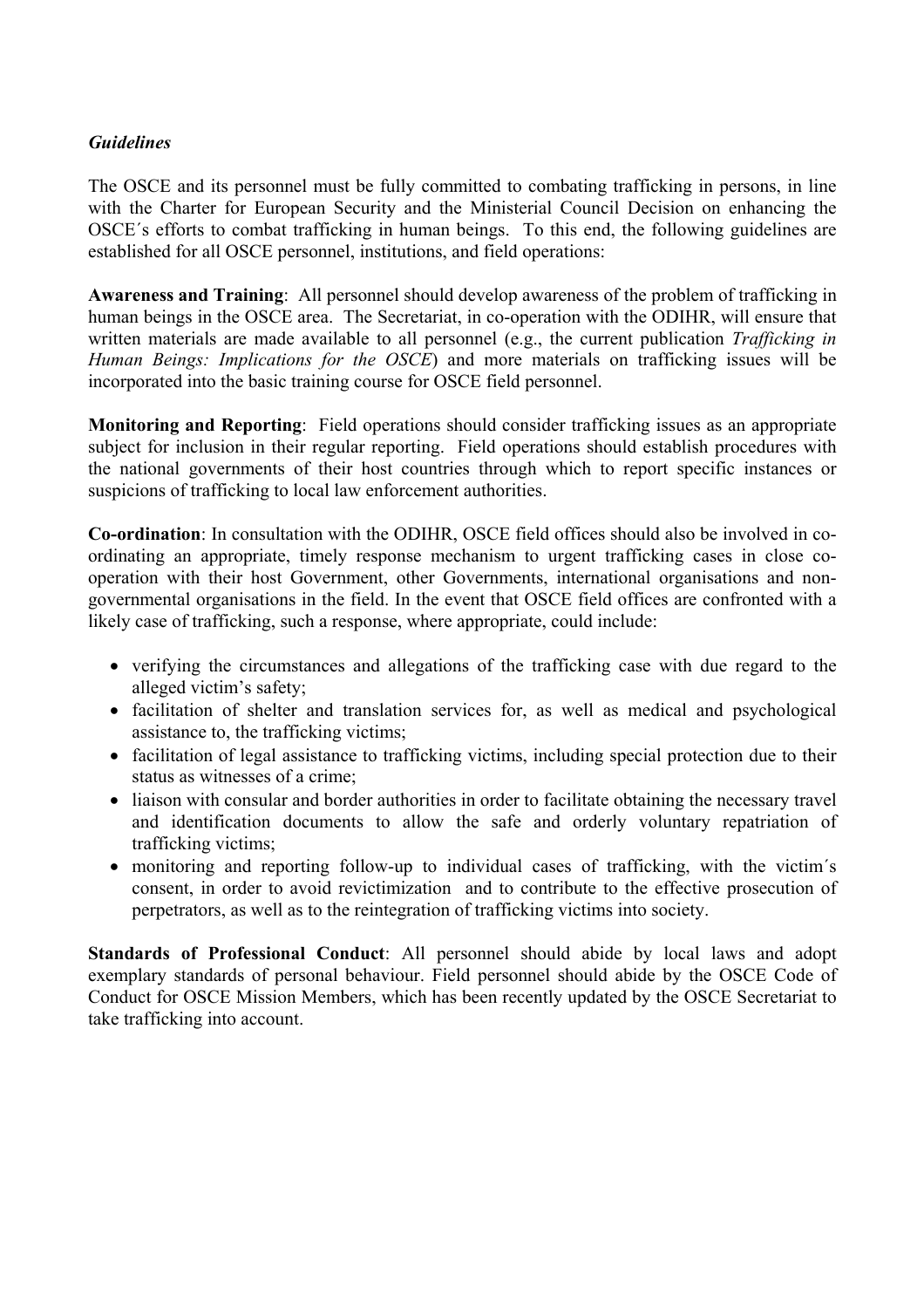***Guidelines***

The OSCE and its personnel must be fully committed to combating trafficking in persons, in line with the Charter for European Security and the Ministerial Council Decision on enhancing the OSCE´s efforts to combat trafficking in human beings. To this end, the following guidelines are established for all OSCE personnel, institutions, and field operations:

**Awareness and Training**: All personnel should develop awareness of the problem of trafficking in human beings in the OSCE area. The Secretariat, in co-operation with the ODIHR, will ensure that written materials are made available to all personnel (e.g., the current publication *Trafficking in Human Beings: Implications for the OSCE*) and more materials on trafficking issues will be incorporated into the basic training course for OSCE field personnel.

**Monitoring and Reporting**: Field operations should consider trafficking issues as an appropriate subject for inclusion in their regular reporting. Field operations should establish procedures with the national governments of their host countries through which to report specific instances or suspicions of trafficking to local law enforcement authorities.

**Co-ordination**: In consultation with the ODIHR, OSCE field offices should also be involved in co-ordinating an appropriate, timely response mechanism to urgent trafficking cases in close co-operation with their host Government, other Governments, international organisations and non-governmental organisations in the field. In the event that OSCE field offices are confronted with a likely case of trafficking, such a response, where appropriate, could include:

- verifying the circumstances and allegations of the trafficking case with due regard to the alleged victim's safety;
- facilitation of shelter and translation services for, as well as medical and psychological assistance to, the trafficking victims;
- facilitation of legal assistance to trafficking victims, including special protection due to their status as witnesses of a crime;
- liaison with consular and border authorities in order to facilitate obtaining the necessary travel and identification documents to allow the safe and orderly voluntary repatriation of trafficking victims;
- monitoring and reporting follow-up to individual cases of trafficking, with the victim´s consent, in order to avoid revictimization and to contribute to the effective prosecution of perpetrators, as well as to the reintegration of trafficking victims into society.

**Standards of Professional Conduct**: All personnel should abide by local laws and adopt exemplary standards of personal behaviour. Field personnel should abide by the OSCE Code of Conduct for OSCE Mission Members, which has been recently updated by the OSCE Secretariat to take trafficking into account.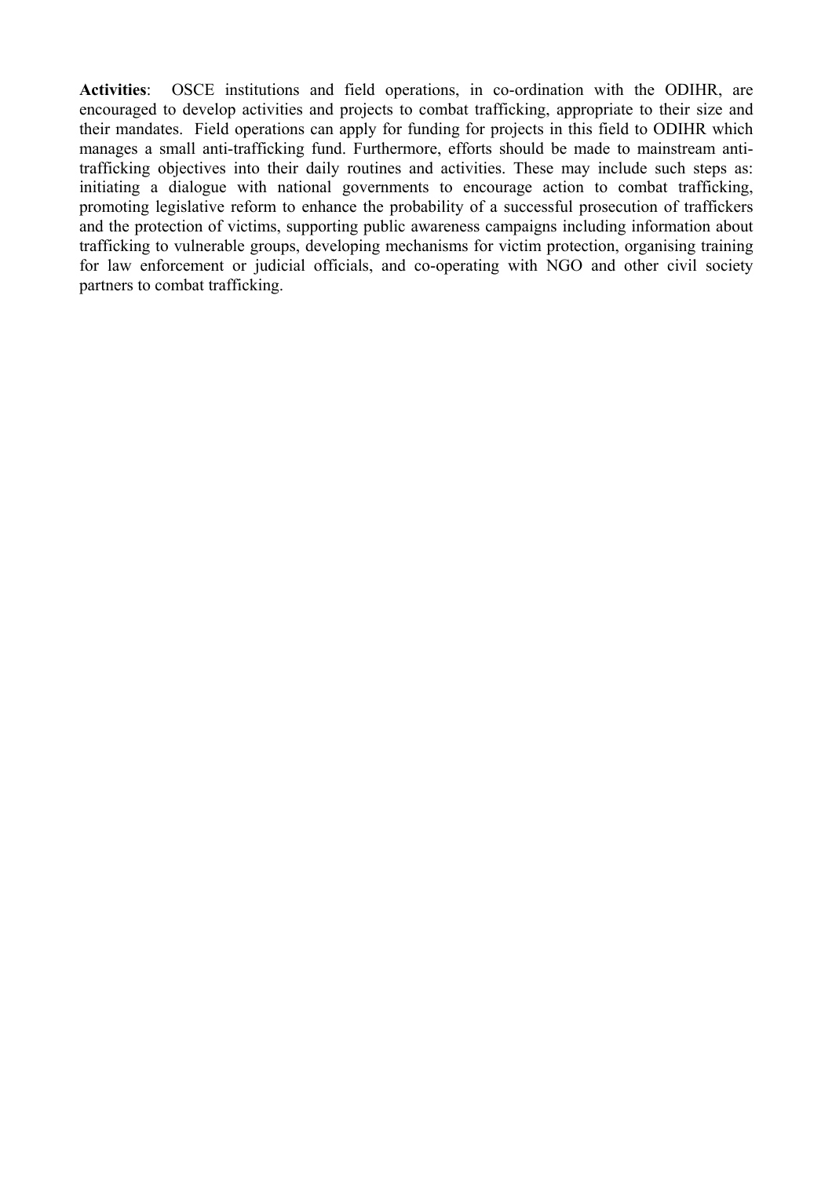**Activities**: OSCE institutions and field operations, in co-ordination with the ODIHR, are encouraged to develop activities and projects to combat trafficking, appropriate to their size and their mandates. Field operations can apply for funding for projects in this field to ODIHR which manages a small anti-trafficking fund. Furthermore, efforts should be made to mainstream anti-trafficking objectives into their daily routines and activities. These may include such steps as: initiating a dialogue with national governments to encourage action to combat trafficking, promoting legislative reform to enhance the probability of a successful prosecution of traffickers and the protection of victims, supporting public awareness campaigns including information about trafficking to vulnerable groups, developing mechanisms for victim protection, organising training for law enforcement or judicial officials, and co-operating with NGO and other civil society partners to combat trafficking.